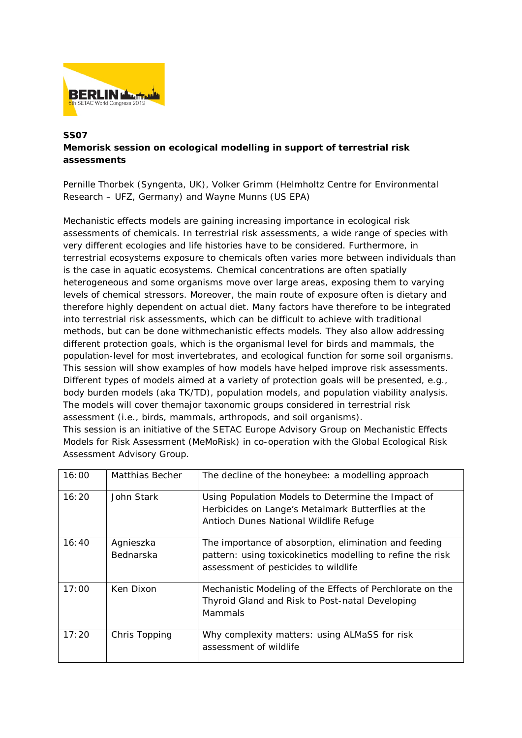**SS07**

**Memorisk session on ecological modelling in support of terrestrial risk assessments**

Pernille Thorbek (Syngenta, UK), Volker Grimm (Helmholtz Centre for Environmental Research – UFZ, Germany) and Wayne Munns (US EPA)

Mechanistic effects models are gaining increasing importance in ecological risk assessments of chemicals. In terrestrial risk assessments, a wide range of species with very different ecologies and life histories have to be considered. Furthermore, in terrestrial ecosystems exposure to chemicals often varies more between individuals than is the case in aquatic ecosystems. Chemical concentrations are often spatially heterogeneous and some organisms move over large areas, exposing them to varying levels of chemical stressors. Moreover, the main route of exposure often is dietary and therefore highly dependent on actual diet. Many factors have therefore to be integrated into terrestrial risk assessments, which can be difficult to achieve with traditional methods, but can be done withmechanistic effects models. They also allow addressing different protection goals, which is the organismal level for birds and mammals, the population-level for most invertebrates, and ecological function for some soil organisms. This session will show examples of how models have helped improve risk assessments. Different types of models aimed at a variety of protection goals will be presented, e.g., body burden models (aka TK/TD), population models, and population viability analysis. The models will cover themajor taxonomic groups considered in terrestrial risk assessment (i.e., birds, mammals, arthropods, and soil organisms).
This session is an initiative of the SETAC Europe Advisory Group on Mechanistic Effects Models for Risk Assessment (MeMoRisk) in co-operation with the Global Ecological Risk Assessment Advisory Group.

| 16:00 | Matthias Becher | The decline of the honeybee: a modelling approach |
|---|---|---|
| 16:20 | John Stark | Using Population Models to Determine the Impact of Herbicides on Lange's Metalmark Butterflies at the Antioch Dunes National Wildlife Refuge |
| 16:40 | Agnieszka Bednarska | The importance of absorption, elimination and feeding pattern: using toxicokinetics modelling to refine the risk assessment of pesticides to wildlife |
| 17:00 | Ken Dixon | Mechanistic Modeling of the Effects of Perchlorate on the Thyroid Gland and Risk to Post-natal Developing Mammals |
| 17:20 | Chris Topping | Why complexity matters: using ALMaSS for risk assessment of wildlife |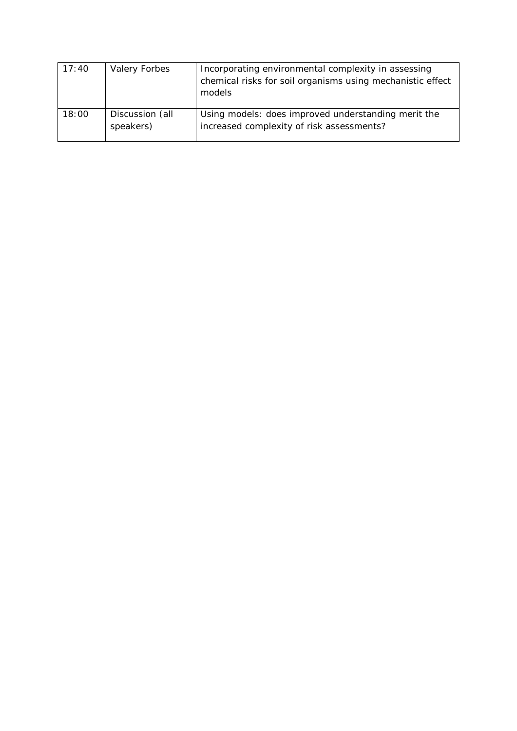| | | |
|---|---|---|
| 17:40 | Valery Forbes | Incorporating environmental complexity in assessing chemical risks for soil organisms using mechanistic effect models |
| 18:00 | Discussion (all speakers) | Using models: does improved understanding merit the increased complexity of risk assessments? |